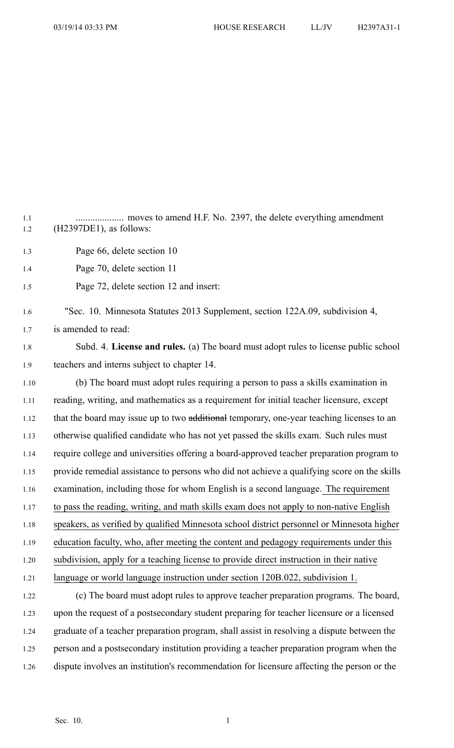.................... moves to amend H.F. No. 2397, the delete everything amendment (H2397DE1), as follows:

Page 66, delete section 10

Page 70, delete section 11

Page 72, delete section 12 and insert:

"Sec. 10. Minnesota Statutes 2013 Supplement, section 122A.09, subdivision 4, is amended to read:

Subd. 4. **License and rules.** (a) The board must adopt rules to license public school teachers and interns subject to chapter 14.

(b) The board must adopt rules requiring a person to pass a skills examination in reading, writing, and mathematics as a requirement for initial teacher licensure, except that the board may issue up to two ~~additional~~ temporary, one-year teaching licenses to an otherwise qualified candidate who has not yet passed the skills exam. Such rules must require college and universities offering a board-approved teacher preparation program to provide remedial assistance to persons who did not achieve a qualifying score on the skills examination, including those for whom English is a second language. <u>The requirement to pass the reading, writing, and math skills exam does not apply to non-native English speakers, as verified by qualified Minnesota school district personnel or Minnesota higher education faculty, who, after meeting the content and pedagogy requirements under this subdivision, apply for a teaching license to provide direct instruction in their native language or world language instruction under section 120B.022, subdivision 1.</u>

(c) The board must adopt rules to approve teacher preparation programs. The board, upon the request of a postsecondary student preparing for teacher licensure or a licensed graduate of a teacher preparation program, shall assist in resolving a dispute between the person and a postsecondary institution providing a teacher preparation program when the dispute involves an institution's recommendation for licensure affecting the person or the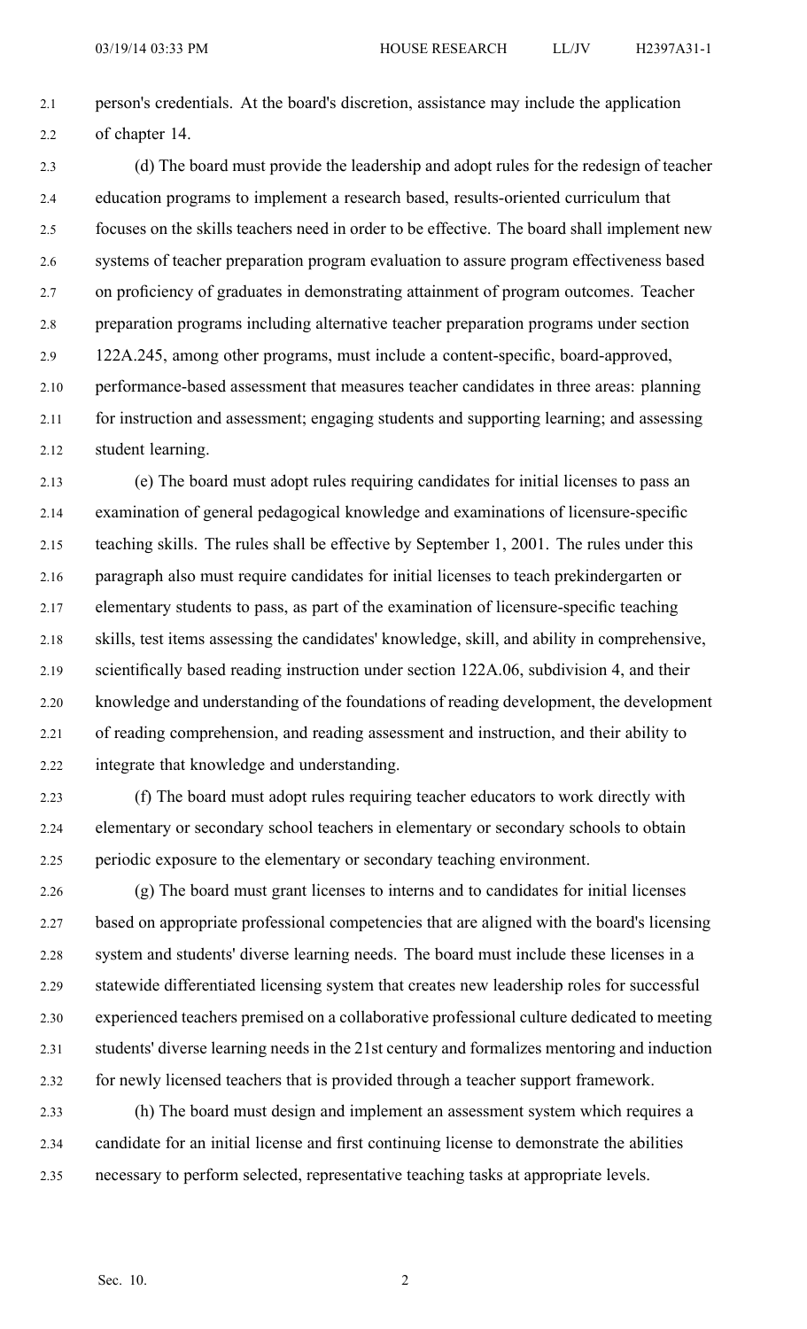person's credentials. At the board's discretion, assistance may include the application of chapter 14.

(d) The board must provide the leadership and adopt rules for the redesign of teacher education programs to implement a research based, results-oriented curriculum that focuses on the skills teachers need in order to be effective. The board shall implement new systems of teacher preparation program evaluation to assure program effectiveness based on proficiency of graduates in demonstrating attainment of program outcomes. Teacher preparation programs including alternative teacher preparation programs under section 122A.245, among other programs, must include a content-specific, board-approved, performance-based assessment that measures teacher candidates in three areas: planning for instruction and assessment; engaging students and supporting learning; and assessing student learning.

(e) The board must adopt rules requiring candidates for initial licenses to pass an examination of general pedagogical knowledge and examinations of licensure-specific teaching skills. The rules shall be effective by September 1, 2001. The rules under this paragraph also must require candidates for initial licenses to teach prekindergarten or elementary students to pass, as part of the examination of licensure-specific teaching skills, test items assessing the candidates' knowledge, skill, and ability in comprehensive, scientifically based reading instruction under section 122A.06, subdivision 4, and their knowledge and understanding of the foundations of reading development, the development of reading comprehension, and reading assessment and instruction, and their ability to integrate that knowledge and understanding.

(f) The board must adopt rules requiring teacher educators to work directly with elementary or secondary school teachers in elementary or secondary schools to obtain periodic exposure to the elementary or secondary teaching environment.

(g) The board must grant licenses to interns and to candidates for initial licenses based on appropriate professional competencies that are aligned with the board's licensing system and students' diverse learning needs. The board must include these licenses in a statewide differentiated licensing system that creates new leadership roles for successful experienced teachers premised on a collaborative professional culture dedicated to meeting students' diverse learning needs in the 21st century and formalizes mentoring and induction for newly licensed teachers that is provided through a teacher support framework.

(h) The board must design and implement an assessment system which requires a candidate for an initial license and first continuing license to demonstrate the abilities necessary to perform selected, representative teaching tasks at appropriate levels.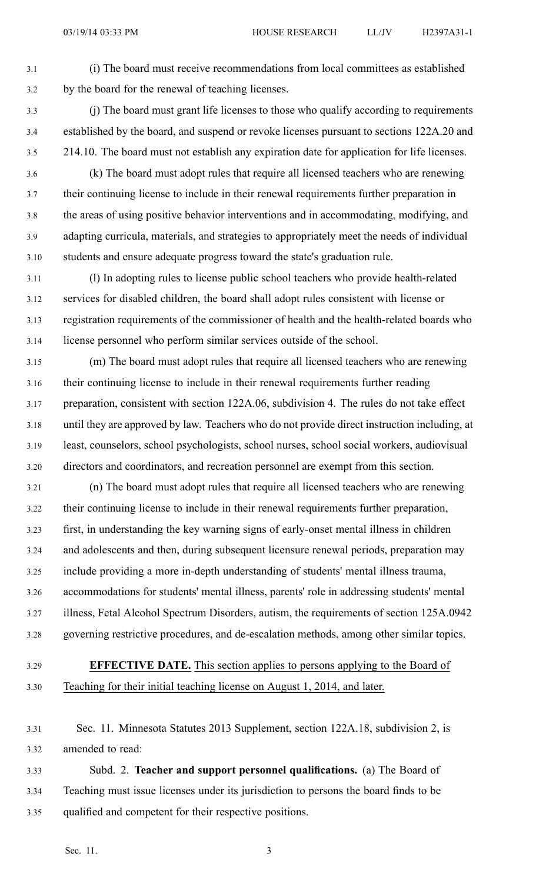(i) The board must receive recommendations from local committees as established by the board for the renewal of teaching licenses.

(j) The board must grant life licenses to those who qualify according to requirements established by the board, and suspend or revoke licenses pursuant to sections 122A.20 and 214.10. The board must not establish any expiration date for application for life licenses.

(k) The board must adopt rules that require all licensed teachers who are renewing their continuing license to include in their renewal requirements further preparation in the areas of using positive behavior interventions and in accommodating, modifying, and adapting curricula, materials, and strategies to appropriately meet the needs of individual students and ensure adequate progress toward the state's graduation rule.

(l) In adopting rules to license public school teachers who provide health-related services for disabled children, the board shall adopt rules consistent with license or registration requirements of the commissioner of health and the health-related boards who license personnel who perform similar services outside of the school.

(m) The board must adopt rules that require all licensed teachers who are renewing their continuing license to include in their renewal requirements further reading preparation, consistent with section 122A.06, subdivision 4. The rules do not take effect until they are approved by law. Teachers who do not provide direct instruction including, at least, counselors, school psychologists, school nurses, school social workers, audiovisual directors and coordinators, and recreation personnel are exempt from this section.

(n) The board must adopt rules that require all licensed teachers who are renewing their continuing license to include in their renewal requirements further preparation, first, in understanding the key warning signs of early-onset mental illness in children and adolescents and then, during subsequent licensure renewal periods, preparation may include providing a more in-depth understanding of students' mental illness trauma, accommodations for students' mental illness, parents' role in addressing students' mental illness, Fetal Alcohol Spectrum Disorders, autism, the requirements of section 125A.0942 governing restrictive procedures, and de-escalation methods, among other similar topics.

**EFFECTIVE DATE.** This section applies to persons applying to the Board of Teaching for their initial teaching license on August 1, 2014, and later.

Sec. 11. Minnesota Statutes 2013 Supplement, section 122A.18, subdivision 2, is amended to read:

Subd. 2. **Teacher and support personnel qualifications.** (a) The Board of Teaching must issue licenses under its jurisdiction to persons the board finds to be qualified and competent for their respective positions.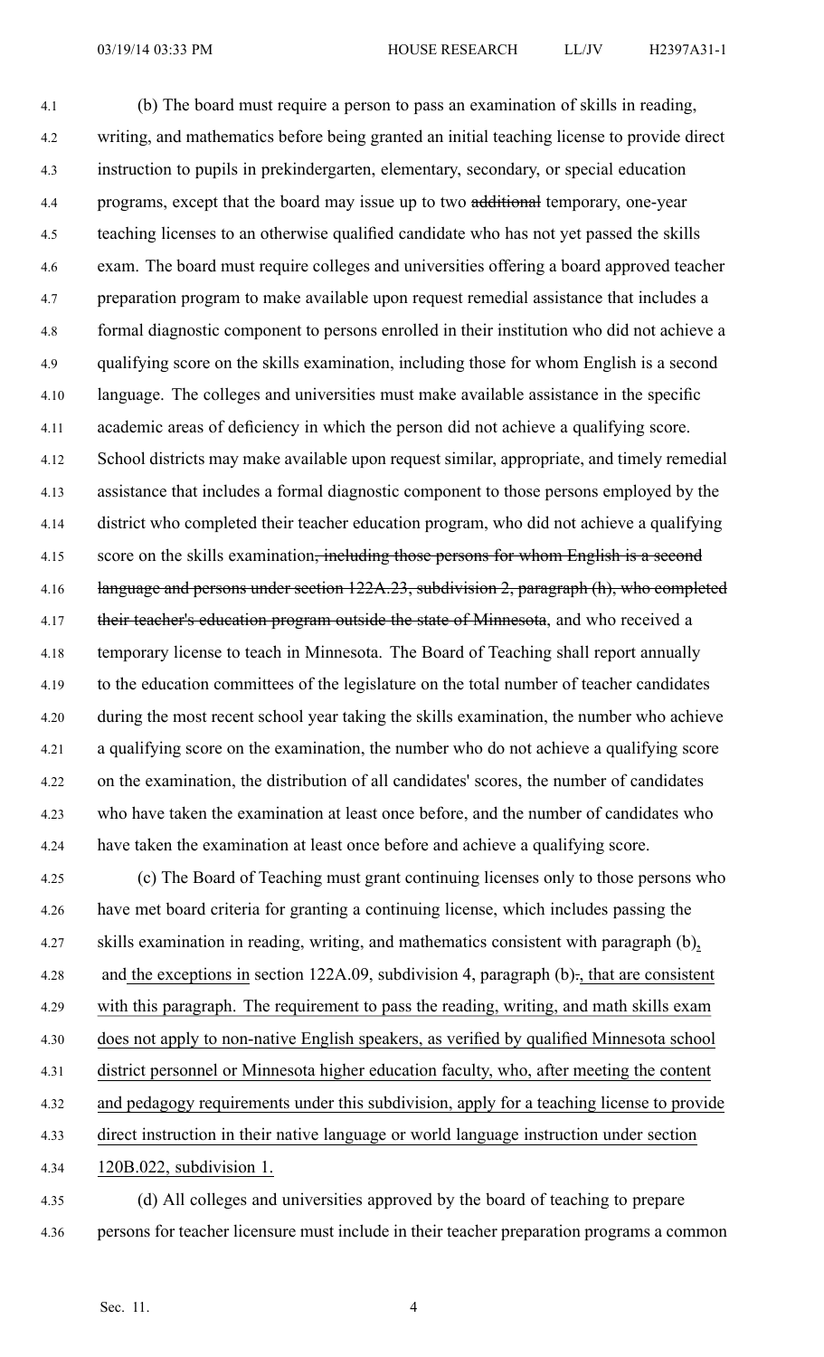(b) The board must require a person to pass an examination of skills in reading, writing, and mathematics before being granted an initial teaching license to provide direct instruction to pupils in prekindergarten, elementary, secondary, or special education programs, except that the board may issue up to two ~~additional~~ temporary, one-year teaching licenses to an otherwise qualified candidate who has not yet passed the skills exam. The board must require colleges and universities offering a board approved teacher preparation program to make available upon request remedial assistance that includes a formal diagnostic component to persons enrolled in their institution who did not achieve a qualifying score on the skills examination, including those for whom English is a second language. The colleges and universities must make available assistance in the specific academic areas of deficiency in which the person did not achieve a qualifying score. School districts may make available upon request similar, appropriate, and timely remedial assistance that includes a formal diagnostic component to those persons employed by the district who completed their teacher education program, who did not achieve a qualifying score on the skills examination~~, including those persons for whom English is a second language and persons under section 122A.23, subdivision 2, paragraph (h), who completed their teacher's education program outside the state of Minnesota~~, and who received a temporary license to teach in Minnesota. The Board of Teaching shall report annually to the education committees of the legislature on the total number of teacher candidates during the most recent school year taking the skills examination, the number who achieve a qualifying score on the examination, the number who do not achieve a qualifying score on the examination, the distribution of all candidates' scores, the number of candidates who have taken the examination at least once before, and the number of candidates who have taken the examination at least once before and achieve a qualifying score.

(c) The Board of Teaching must grant continuing licenses only to those persons who have met board criteria for granting a continuing license, which includes passing the skills examination in reading, writing, and mathematics consistent with paragraph (b)<u>,</u> and<u> the exceptions in</u> section 122A.09, subdivision 4, paragraph (b)~~.~~<u>, that are consistent with this paragraph. The requirement to pass the reading, writing, and math skills exam does not apply to non-native English speakers, as verified by qualified Minnesota school district personnel or Minnesota higher education faculty, who, after meeting the content and pedagogy requirements under this subdivision, apply for a teaching license to provide direct instruction in their native language or world language instruction under section 120B.022, subdivision 1.</u>

(d) All colleges and universities approved by the board of teaching to prepare persons for teacher licensure must include in their teacher preparation programs a common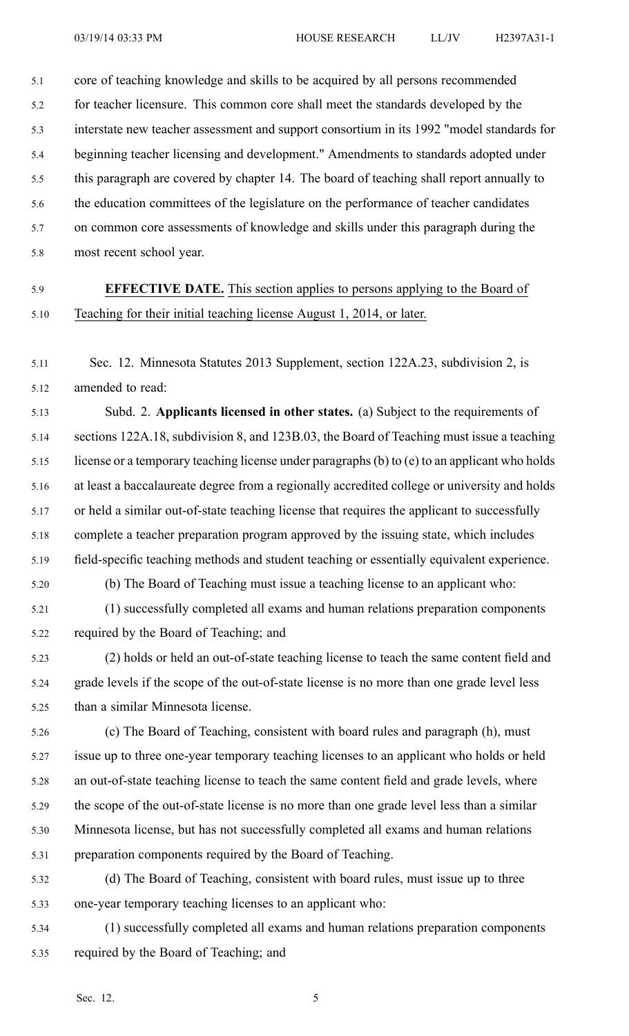core of teaching knowledge and skills to be acquired by all persons recommended for teacher licensure. This common core shall meet the standards developed by the interstate new teacher assessment and support consortium in its 1992 "model standards for beginning teacher licensing and development." Amendments to standards adopted under this paragraph are covered by chapter 14. The board of teaching shall report annually to the education committees of the legislature on the performance of teacher candidates on common core assessments of knowledge and skills under this paragraph during the most recent school year.

**EFFECTIVE DATE.** This section applies to persons applying to the Board of Teaching for their initial teaching license August 1, 2014, or later.

Sec. 12. Minnesota Statutes 2013 Supplement, section 122A.23, subdivision 2, is amended to read:

Subd. 2. **Applicants licensed in other states.** (a) Subject to the requirements of sections 122A.18, subdivision 8, and 123B.03, the Board of Teaching must issue a teaching license or a temporary teaching license under paragraphs (b) to (e) to an applicant who holds at least a baccalaureate degree from a regionally accredited college or university and holds or held a similar out-of-state teaching license that requires the applicant to successfully complete a teacher preparation program approved by the issuing state, which includes field-specific teaching methods and student teaching or essentially equivalent experience.

(b) The Board of Teaching must issue a teaching license to an applicant who:

(1) successfully completed all exams and human relations preparation components required by the Board of Teaching; and

(2) holds or held an out-of-state teaching license to teach the same content field and grade levels if the scope of the out-of-state license is no more than one grade level less than a similar Minnesota license.

(c) The Board of Teaching, consistent with board rules and paragraph (h), must issue up to three one-year temporary teaching licenses to an applicant who holds or held an out-of-state teaching license to teach the same content field and grade levels, where the scope of the out-of-state license is no more than one grade level less than a similar Minnesota license, but has not successfully completed all exams and human relations preparation components required by the Board of Teaching.

(d) The Board of Teaching, consistent with board rules, must issue up to three one-year temporary teaching licenses to an applicant who:

(1) successfully completed all exams and human relations preparation components required by the Board of Teaching; and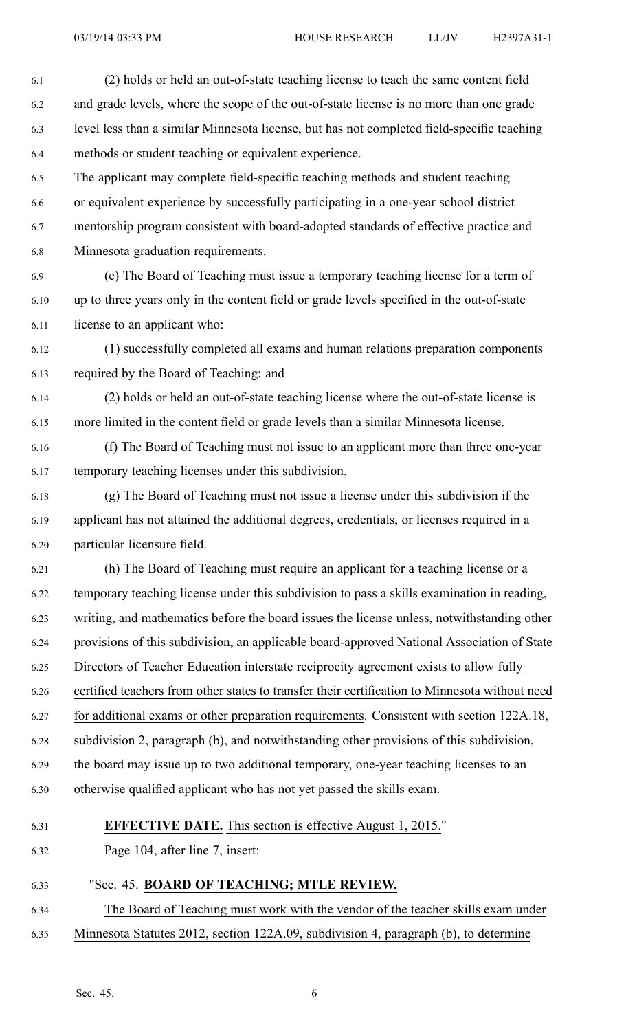(2) holds or held an out-of-state teaching license to teach the same content field and grade levels, where the scope of the out-of-state license is no more than one grade level less than a similar Minnesota license, but has not completed field-specific teaching methods or student teaching or equivalent experience.

The applicant may complete field-specific teaching methods and student teaching or equivalent experience by successfully participating in a one-year school district mentorship program consistent with board-adopted standards of effective practice and Minnesota graduation requirements.

(e) The Board of Teaching must issue a temporary teaching license for a term of up to three years only in the content field or grade levels specified in the out-of-state license to an applicant who:

(1) successfully completed all exams and human relations preparation components required by the Board of Teaching; and

(2) holds or held an out-of-state teaching license where the out-of-state license is more limited in the content field or grade levels than a similar Minnesota license.

(f) The Board of Teaching must not issue to an applicant more than three one-year temporary teaching licenses under this subdivision.

(g) The Board of Teaching must not issue a license under this subdivision if the applicant has not attained the additional degrees, credentials, or licenses required in a particular licensure field.

(h) The Board of Teaching must require an applicant for a teaching license or a temporary teaching license under this subdivision to pass a skills examination in reading, writing, and mathematics before the board issues the license unless, notwithstanding other provisions of this subdivision, an applicable board-approved National Association of State Directors of Teacher Education interstate reciprocity agreement exists to allow fully certified teachers from other states to transfer their certification to Minnesota without need for additional exams or other preparation requirements. Consistent with section 122A.18, subdivision 2, paragraph (b), and notwithstanding other provisions of this subdivision, the board may issue up to two additional temporary, one-year teaching licenses to an otherwise qualified applicant who has not yet passed the skills exam.

**EFFECTIVE DATE.** This section is effective August 1, 2015."

Page 104, after line 7, insert:

"Sec. 45. **BOARD OF TEACHING; MTLE REVIEW.**

The Board of Teaching must work with the vendor of the teacher skills exam under Minnesota Statutes 2012, section 122A.09, subdivision 4, paragraph (b), to determine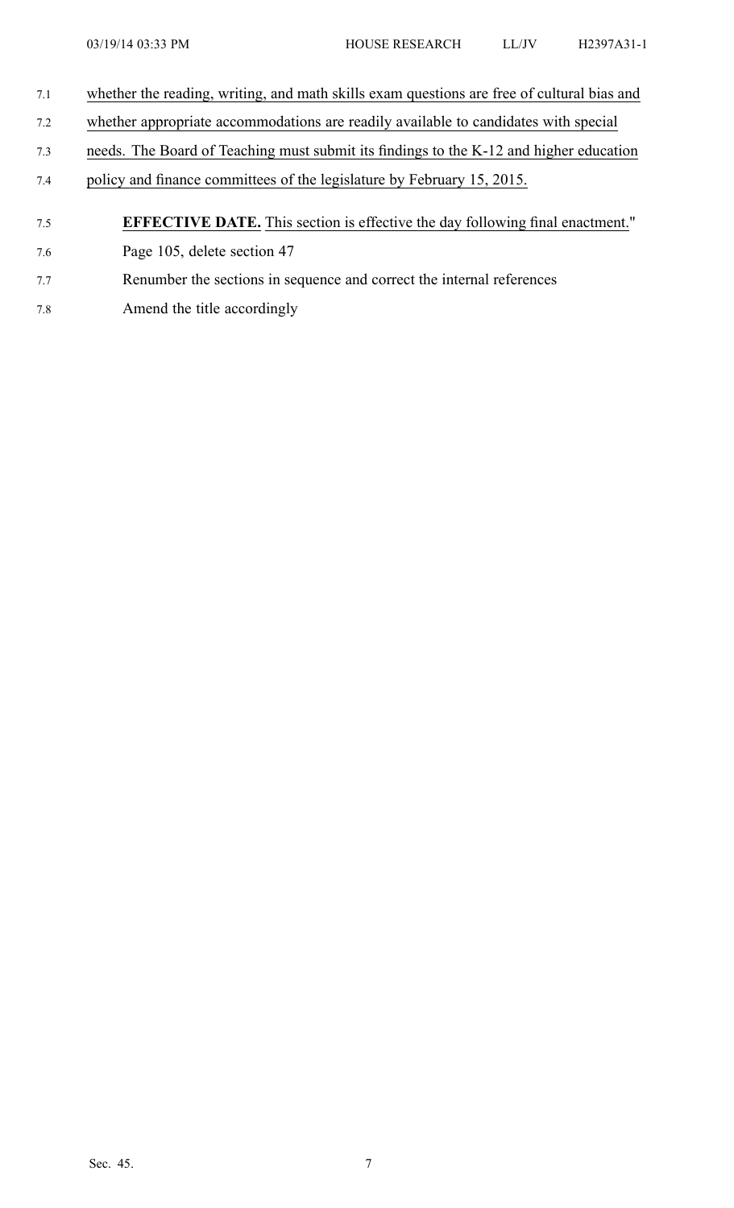whether the reading, writing, and math skills exam questions are free of cultural bias and whether appropriate accommodations are readily available to candidates with special needs. The Board of Teaching must submit its findings to the K-12 and higher education policy and finance committees of the legislature by February 15, 2015.

**EFFECTIVE DATE.** This section is effective the day following final enactment."

Page 105, delete section 47

Renumber the sections in sequence and correct the internal references

Amend the title accordingly